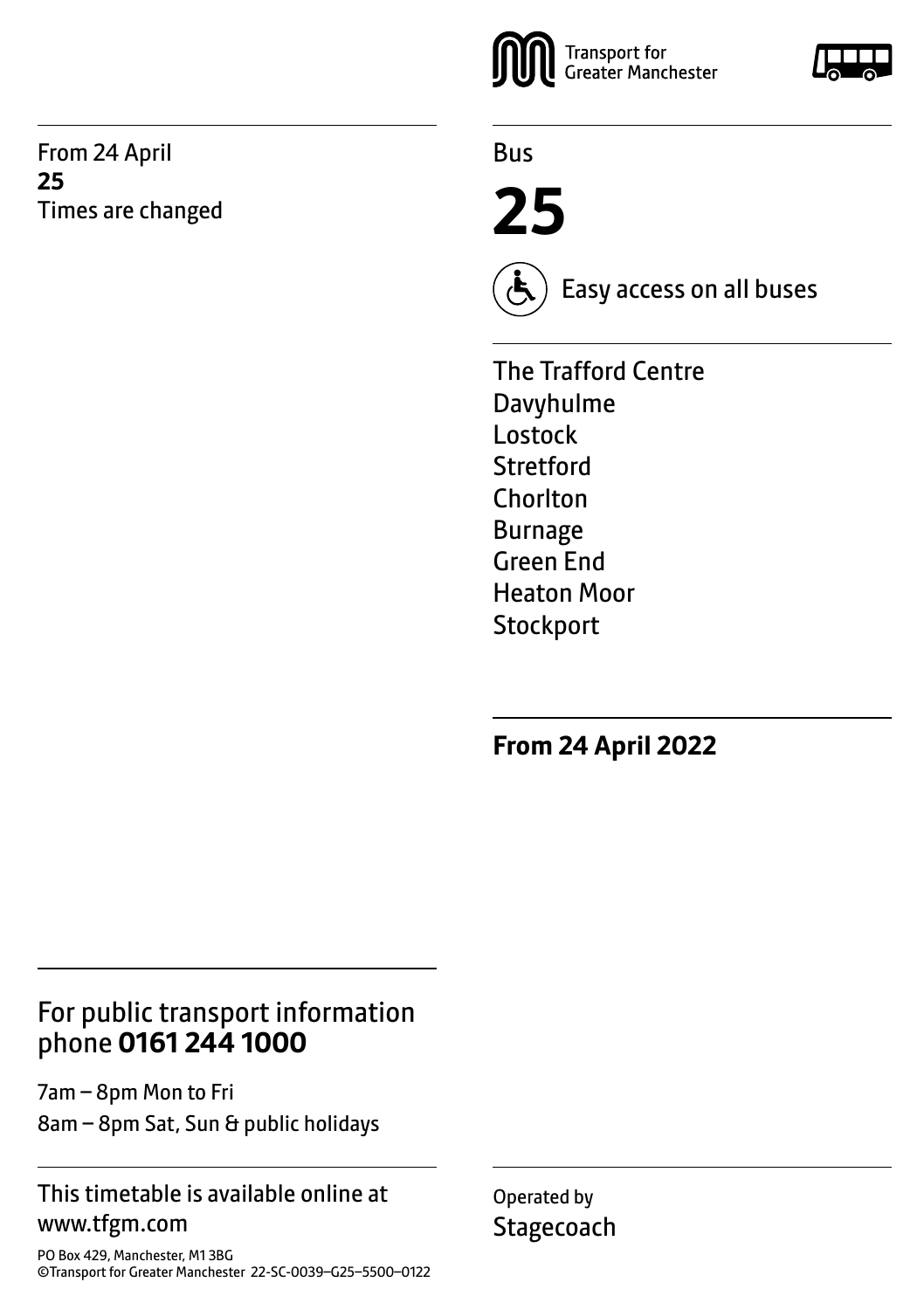From 24 April
**25**
Times are changed

Transport for Greater Manchester

Bus

# 25

Easy access on all buses

The Trafford Centre
Davyhulme
Lostock
Stretford
Chorlton
Burnage
Green End
Heaton Moor
Stockport

**From 24 April 2022**

## For public transport information phone **0161 244 1000**

7am – 8pm Mon to Fri
8am – 8pm Sat, Sun & public holidays

This timetable is available online at www.tfgm.com

PO Box 429, Manchester, M1 3BG
©Transport for Greater Manchester 22-SC-0039–G25–5500–0122

Operated by
Stagecoach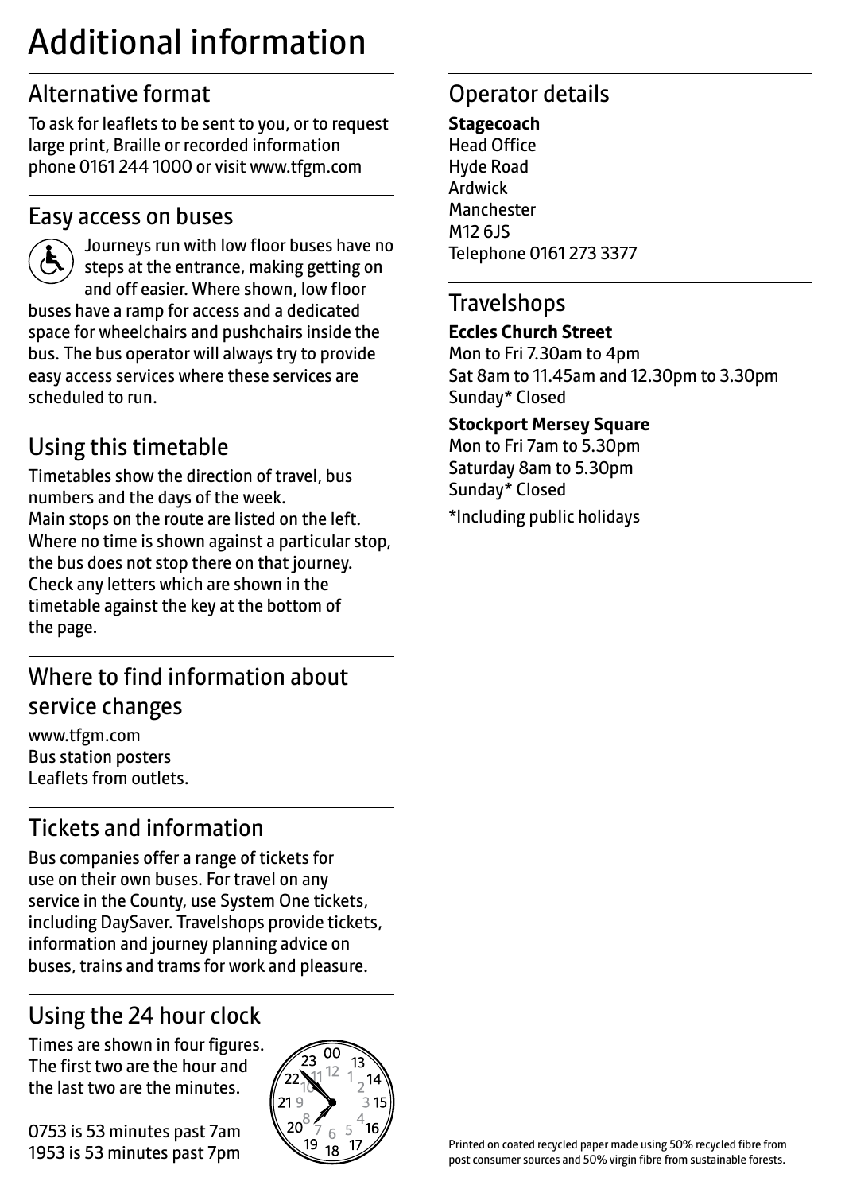# Additional information

## Alternative format

To ask for leaflets to be sent to you, or to request large print, Braille or recorded information phone 0161 244 1000 or visit www.tfgm.com

## Easy access on buses

Journeys run with low floor buses have no steps at the entrance, making getting on and off easier. Where shown, low floor buses have a ramp for access and a dedicated space for wheelchairs and pushchairs inside the bus. The bus operator will always try to provide easy access services where these services are scheduled to run.

## Using this timetable

Timetables show the direction of travel, bus numbers and the days of the week.
Main stops on the route are listed on the left. Where no time is shown against a particular stop, the bus does not stop there on that journey. Check any letters which are shown in the timetable against the key at the bottom of the page.

## Where to find information about service changes

www.tfgm.com
Bus station posters
Leaflets from outlets.

## Tickets and information

Bus companies offer a range of tickets for use on their own buses. For travel on any service in the County, use System One tickets, including DaySaver. Travelshops provide tickets, information and journey planning advice on buses, trains and trams for work and pleasure.

## Using the 24 hour clock

Times are shown in four figures. The first two are the hour and the last two are the minutes.

0753 is 53 minutes past 7am
1953 is 53 minutes past 7pm

## Operator details

**Stagecoach**
Head Office
Hyde Road
Ardwick
Manchester
M12 6JS
Telephone 0161 273 3377

## Travelshops

**Eccles Church Street**
Mon to Fri 7.30am to 4pm
Sat 8am to 11.45am and 12.30pm to 3.30pm
Sunday* Closed

**Stockport Mersey Square**
Mon to Fri 7am to 5.30pm
Saturday 8am to 5.30pm
Sunday* Closed

*Including public holidays

Printed on coated recycled paper made using 50% recycled fibre from post consumer sources and 50% virgin fibre from sustainable forests.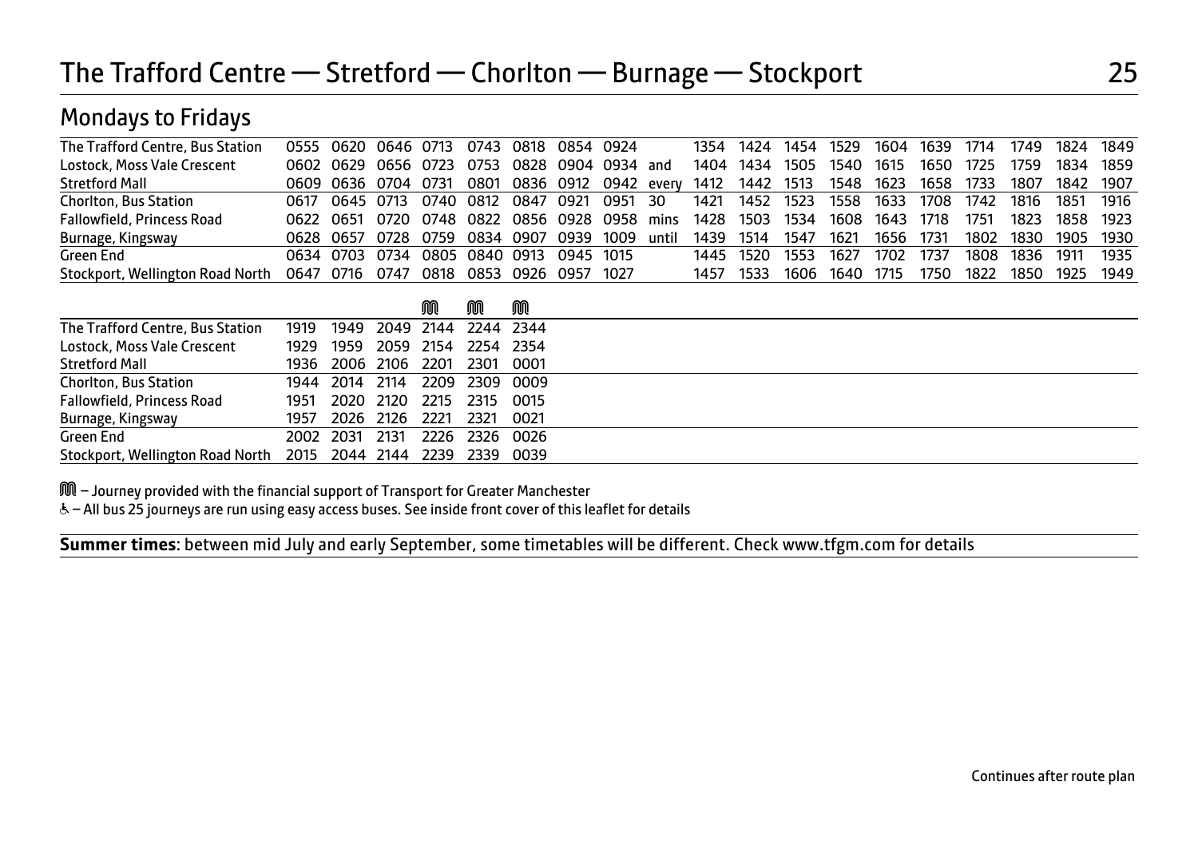# The Trafford Centre — Stretford — Chorlton — Burnage — Stockport 25

## Mondays to Fridays

| | | | | | | | | | | | | | | | | | | | | |
|---|---|---|---|---|---|---|---|---|---|---|---|---|---|---|---|---|---|---|---|---|
| The Trafford Centre, Bus Station | 0555 | 0620 | 0646 | 0713 | 0743 | 0818 | 0854 | 0924 | | 1354 | 1424 | 1454 | 1529 | 1604 | 1639 | 1714 | 1749 | 1824 | 1849 |
| Lostock, Moss Vale Crescent | 0602 | 0629 | 0656 | 0723 | 0753 | 0828 | 0904 | 0934 | and | 1404 | 1434 | 1505 | 1540 | 1615 | 1650 | 1725 | 1759 | 1834 | 1859 |
| Stretford Mall | 0609 | 0636 | 0704 | 0731 | 0801 | 0836 | 0912 | 0942 | every | 1412 | 1442 | 1513 | 1548 | 1623 | 1658 | 1733 | 1807 | 1842 | 1907 |
| Chorlton, Bus Station | 0617 | 0645 | 0713 | 0740 | 0812 | 0847 | 0921 | 0951 | 30 | 1421 | 1452 | 1523 | 1558 | 1633 | 1708 | 1742 | 1816 | 1851 | 1916 |
| Fallowfield, Princess Road | 0622 | 0651 | 0720 | 0748 | 0822 | 0856 | 0928 | 0958 | mins | 1428 | 1503 | 1534 | 1608 | 1643 | 1718 | 1751 | 1823 | 1858 | 1923 |
| Burnage, Kingsway | 0628 | 0657 | 0728 | 0759 | 0834 | 0907 | 0939 | 1009 | until | 1439 | 1514 | 1547 | 1621 | 1656 | 1731 | 1802 | 1830 | 1905 | 1930 |
| Green End | 0634 | 0703 | 0734 | 0805 | 0840 | 0913 | 0945 | 1015 | | 1445 | 1520 | 1553 | 1627 | 1702 | 1737 | 1808 | 1836 | 1911 | 1935 |
| Stockport, Wellington Road North | 0647 | 0716 | 0747 | 0818 | 0853 | 0926 | 0957 | 1027 | | 1457 | 1533 | 1606 | 1640 | 1715 | 1750 | 1822 | 1850 | 1925 | 1949 |

| | | | | M | M | M |
|---|---|---|---|---|---|---|
| The Trafford Centre, Bus Station | 1919 | 1949 | 2049 | 2144 | 2244 | 2344 |
| Lostock, Moss Vale Crescent | 1929 | 1959 | 2059 | 2154 | 2254 | 2354 |
| Stretford Mall | 1936 | 2006 | 2106 | 2201 | 2301 | 0001 |
| Chorlton, Bus Station | 1944 | 2014 | 2114 | 2209 | 2309 | 0009 |
| Fallowfield, Princess Road | 1951 | 2020 | 2120 | 2215 | 2315 | 0015 |
| Burnage, Kingsway | 1957 | 2026 | 2126 | 2221 | 2321 | 0021 |
| Green End | 2002 | 2031 | 2131 | 2226 | 2326 | 0026 |
| Stockport, Wellington Road North | 2015 | 2044 | 2144 | 2239 | 2339 | 0039 |

M – Journey provided with the financial support of Transport for Greater Manchester

♿ – All bus 25 journeys are run using easy access buses. See inside front cover of this leaflet for details

**Summer times**: between mid July and early September, some timetables will be different. Check www.tfgm.com for details

Continues after route plan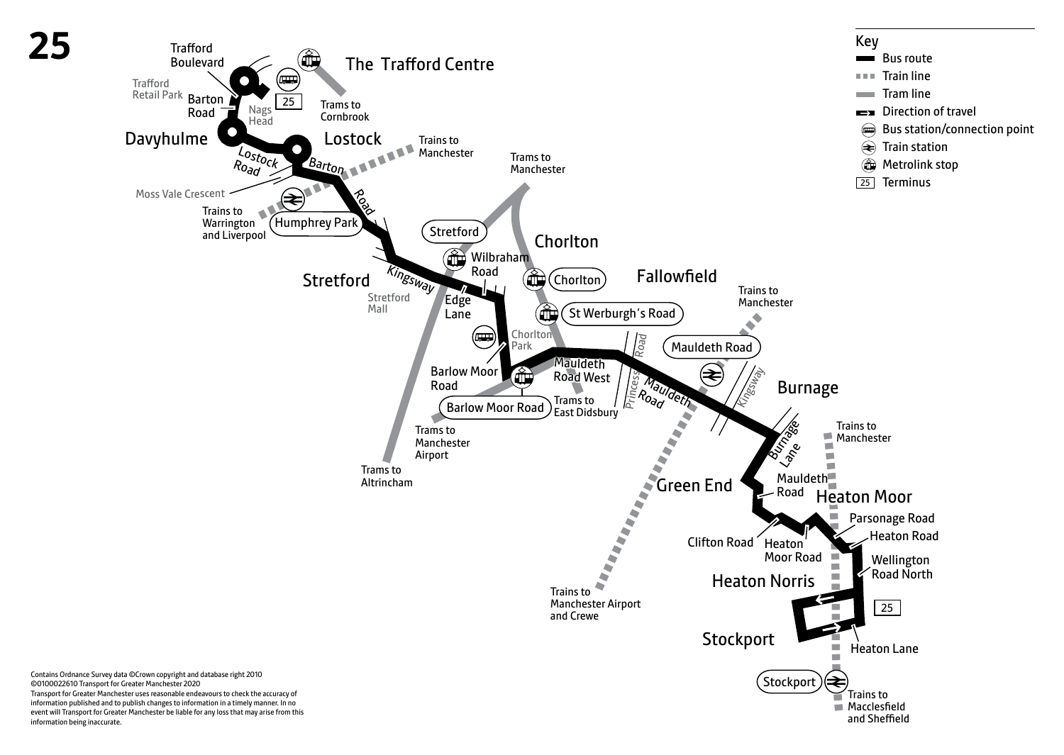# 25

Key

- Bus route
- Train line
- Tram line
- Direction of travel
- Bus station/connection point
- Train station
- Metrolink stop
- 25 Terminus

Trafford Boulevard

The Trafford Centre

Trafford Retail Park

Barton Road

Nags Head

25

Trams to Cornbrook

Davyhulme

Lostock

Lostock Road

Barton Road

Trains to Manchester

Trams to Manchester

Moss Vale Crescent

Trains to Warrington and Liverpool

Humphrey Park

Stretford

Wilbraham Road

Chorlton

Stretford

Kingsway

Stretford Mall

Edge Lane

Chorlton

Fallowfield

Trains to Manchester

St Werburgh's Road

Chorlton Park

Mauldeth Road

Barlow Moor Road

Mauldeth Road West

Princess Road

Mauldeth Road

Kingsway

Burnage

Barlow Moor Road

Trams to East Didsbury

Trams to Manchester Airport

Burnage Lane

Trains to Manchester

Trams to Altrincham

Green End

Mauldeth Road

Heaton Moor

Parsonage Road

Clifton Road

Heaton Moor Road

Heaton Road

Wellington Road North

Heaton Norris

Trains to Manchester Airport and Crewe

25

Stockport

Heaton Lane

Stockport

Trains to Macclesfield and Sheffield

Contains Ordnance Survey data ©Crown copyright and database right 2010
©0100022610 Transport for Greater Manchester 2020
Transport for Greater Manchester uses reasonable endeavours to check the accuracy of information published and to publish changes to information in a timely manner. In no event will Transport for Greater Manchester be liable for any loss that may arise from this information being inaccurate.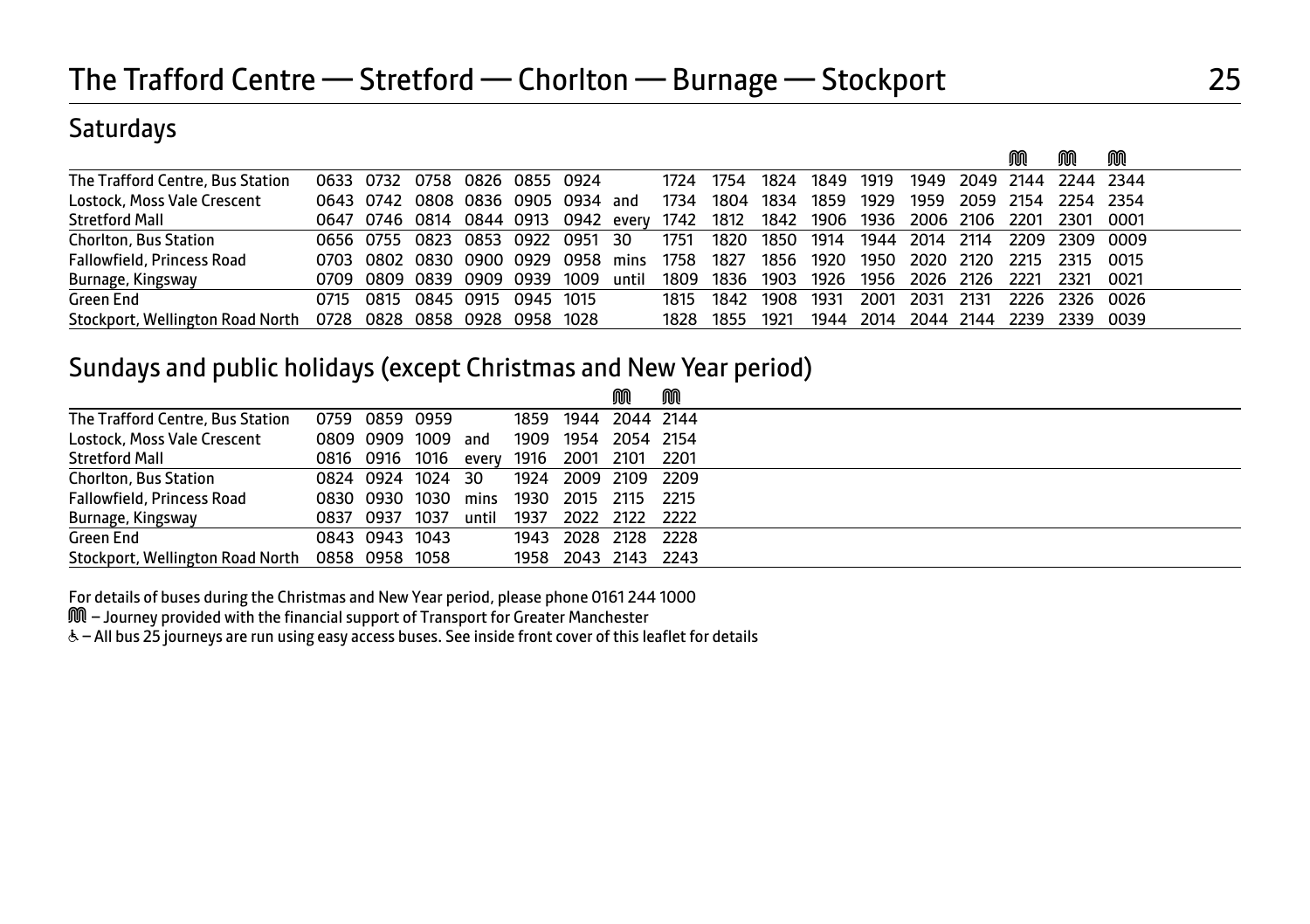# The Trafford Centre — Stretford — Chorlton — Burnage — Stockport

## Saturdays

| | | | | | | | | | | | | | | | | M | M | M |
|---|---|---|---|---|---|---|---|---|---|---|---|---|---|---|---|---|---|---|
| The Trafford Centre, Bus Station | 0633 | 0732 | 0758 | 0826 | 0855 | 0924 | | 1724 | 1754 | 1824 | 1849 | 1919 | 1949 | 2049 | 2144 | 2244 | 2344 | |
| Lostock, Moss Vale Crescent | 0643 | 0742 | 0808 | 0836 | 0905 | 0934 | and | 1734 | 1804 | 1834 | 1859 | 1929 | 1959 | 2059 | 2154 | 2254 | 2354 | |
| Stretford Mall | 0647 | 0746 | 0814 | 0844 | 0913 | 0942 | every | 1742 | 1812 | 1842 | 1906 | 1936 | 2006 | 2106 | 2201 | 2301 | 0001 | |
| Chorlton, Bus Station | 0656 | 0755 | 0823 | 0853 | 0922 | 0951 | 30 | 1751 | 1820 | 1850 | 1914 | 1944 | 2014 | 2114 | 2209 | 2309 | 0009 | |
| Fallowfield, Princess Road | 0703 | 0802 | 0830 | 0900 | 0929 | 0958 | mins | 1758 | 1827 | 1856 | 1920 | 1950 | 2020 | 2120 | 2215 | 2315 | 0015 | |
| Burnage, Kingsway | 0709 | 0809 | 0839 | 0909 | 0939 | 1009 | until | 1809 | 1836 | 1903 | 1926 | 1956 | 2026 | 2126 | 2221 | 2321 | 0021 | |
| Green End | 0715 | 0815 | 0845 | 0915 | 0945 | 1015 | | 1815 | 1842 | 1908 | 1931 | 2001 | 2031 | 2131 | 2226 | 2326 | 0026 | |
| Stockport, Wellington Road North | 0728 | 0828 | 0858 | 0928 | 0958 | 1028 | | 1828 | 1855 | 1921 | 1944 | 2014 | 2044 | 2144 | 2239 | 2339 | 0039 | |

## Sundays and public holidays (except Christmas and New Year period)

| | | | | | | | M | M |
|---|---|---|---|---|---|---|---|---|
| The Trafford Centre, Bus Station | 0759 | 0859 | 0959 | | 1859 | 1944 | 2044 | 2144 |
| Lostock, Moss Vale Crescent | 0809 | 0909 | 1009 | and | 1909 | 1954 | 2054 | 2154 |
| Stretford Mall | 0816 | 0916 | 1016 | every | 1916 | 2001 | 2101 | 2201 |
| Chorlton, Bus Station | 0824 | 0924 | 1024 | 30 | 1924 | 2009 | 2109 | 2209 |
| Fallowfield, Princess Road | 0830 | 0930 | 1030 | mins | 1930 | 2015 | 2115 | 2215 |
| Burnage, Kingsway | 0837 | 0937 | 1037 | until | 1937 | 2022 | 2122 | 2222 |
| Green End | 0843 | 0943 | 1043 | | 1943 | 2028 | 2128 | 2228 |
| Stockport, Wellington Road North | 0858 | 0958 | 1058 | | 1958 | 2043 | 2143 | 2243 |

For details of buses during the Christmas and New Year period, please phone 0161 244 1000

M – Journey provided with the financial support of Transport for Greater Manchester

♿ – All bus 25 journeys are run using easy access buses. See inside front cover of this leaflet for details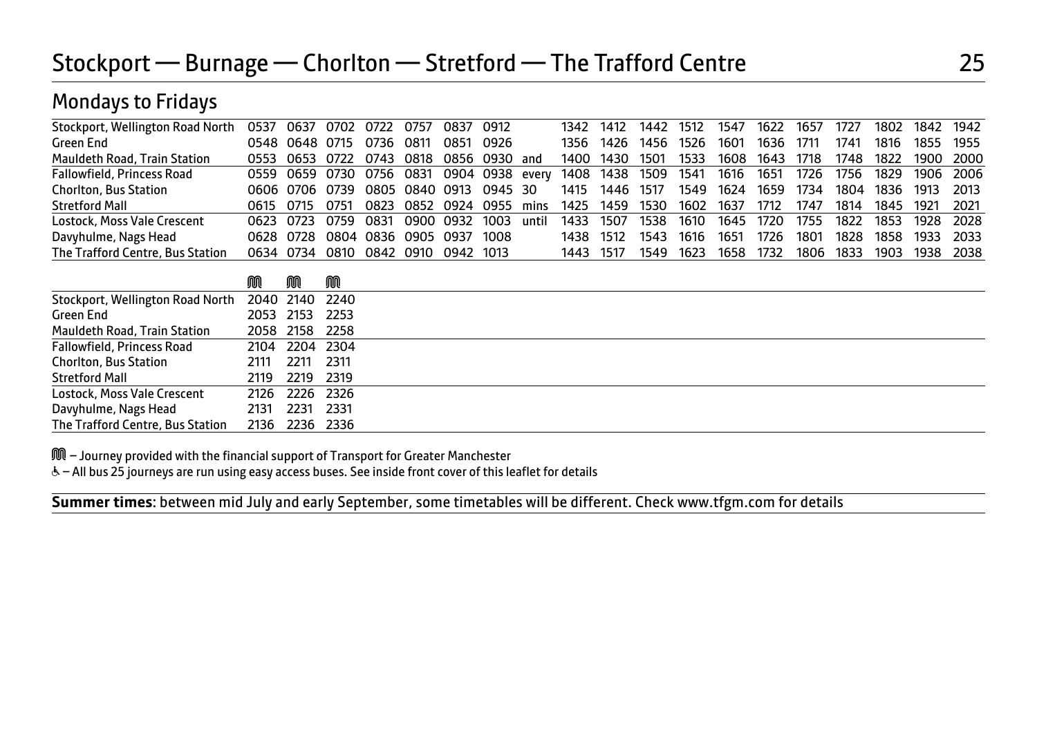# Stockport — Burnage — Chorlton — Stretford — The Trafford Centre

## Mondays to Fridays

| | | | | | | | | | | | | | | | | | | | | |
|---|---|---|---|---|---|---|---|---|---|---|---|---|---|---|---|---|---|---|---|---|
| Stockport, Wellington Road North | 0537 | 0637 | 0702 | 0722 | 0757 | 0837 | 0912 | | 1342 | 1412 | 1442 | 1512 | 1547 | 1622 | 1657 | 1727 | 1802 | 1842 | 1942 |
| Green End | 0548 | 0648 | 0715 | 0736 | 0811 | 0851 | 0926 | | 1356 | 1426 | 1456 | 1526 | 1601 | 1636 | 1711 | 1741 | 1816 | 1855 | 1955 |
| Mauldeth Road, Train Station | 0553 | 0653 | 0722 | 0743 | 0818 | 0856 | 0930 | and | 1400 | 1430 | 1501 | 1533 | 1608 | 1643 | 1718 | 1748 | 1822 | 1900 | 2000 |
| Fallowfield, Princess Road | 0559 | 0659 | 0730 | 0756 | 0831 | 0904 | 0938 | every | 1408 | 1438 | 1509 | 1541 | 1616 | 1651 | 1726 | 1756 | 1829 | 1906 | 2006 |
| Chorlton, Bus Station | 0606 | 0706 | 0739 | 0805 | 0840 | 0913 | 0945 | 30 | 1415 | 1446 | 1517 | 1549 | 1624 | 1659 | 1734 | 1804 | 1836 | 1913 | 2013 |
| Stretford Mall | 0615 | 0715 | 0751 | 0823 | 0852 | 0924 | 0955 | mins | 1425 | 1459 | 1530 | 1602 | 1637 | 1712 | 1747 | 1814 | 1845 | 1921 | 2021 |
| Lostock, Moss Vale Crescent | 0623 | 0723 | 0759 | 0831 | 0900 | 0932 | 1003 | until | 1433 | 1507 | 1538 | 1610 | 1645 | 1720 | 1755 | 1822 | 1853 | 1928 | 2028 |
| Davyhulme, Nags Head | 0628 | 0728 | 0804 | 0836 | 0905 | 0937 | 1008 | | 1438 | 1512 | 1543 | 1616 | 1651 | 1726 | 1801 | 1828 | 1858 | 1933 | 2033 |
| The Trafford Centre, Bus Station | 0634 | 0734 | 0810 | 0842 | 0910 | 0942 | 1013 | | 1443 | 1517 | 1549 | 1623 | 1658 | 1732 | 1806 | 1833 | 1903 | 1938 | 2038 |

| | M | M | M |
|---|---|---|---|
| Stockport, Wellington Road North | 2040 | 2140 | 2240 |
| Green End | 2053 | 2153 | 2253 |
| Mauldeth Road, Train Station | 2058 | 2158 | 2258 |
| Fallowfield, Princess Road | 2104 | 2204 | 2304 |
| Chorlton, Bus Station | 2111 | 2211 | 2311 |
| Stretford Mall | 2119 | 2219 | 2319 |
| Lostock, Moss Vale Crescent | 2126 | 2226 | 2326 |
| Davyhulme, Nags Head | 2131 | 2231 | 2331 |
| The Trafford Centre, Bus Station | 2136 | 2236 | 2336 |

M – Journey provided with the financial support of Transport for Greater Manchester

♿ – All bus 25 journeys are run using easy access buses. See inside front cover of this leaflet for details

**Summer times**: between mid July and early September, some timetables will be different. Check www.tfgm.com for details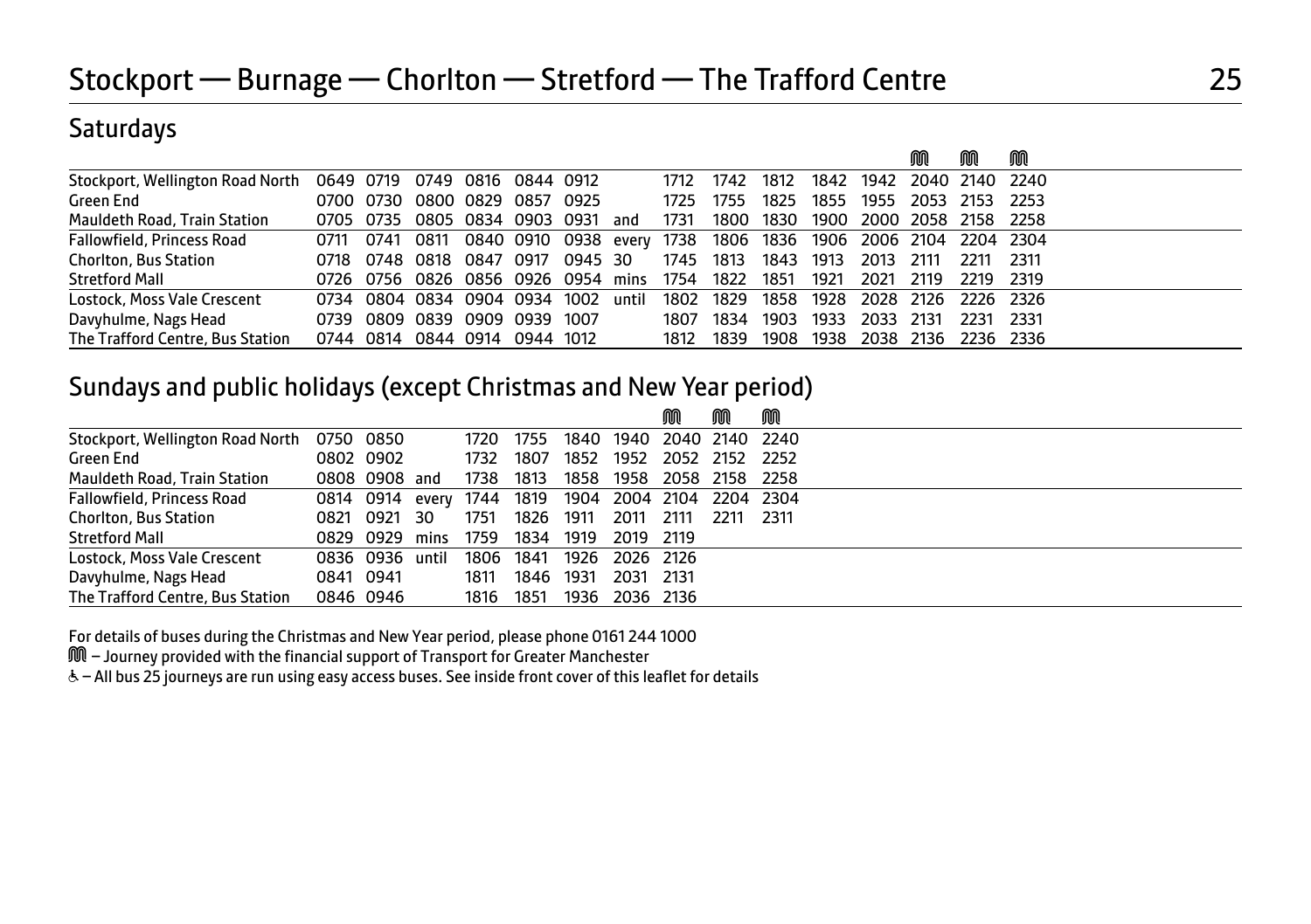# Stockport — Burnage — Chorlton — Stretford — The Trafford Centre 25

## Saturdays

| | | | | | | | | | | | | | | Ⓜ | Ⓜ | Ⓜ |
|---|---|---|---|---|---|---|---|---|---|---|---|---|---|---|---|---|
| Stockport, Wellington Road North | 0649 | 0719 | 0749 | 0816 | 0844 | 0912 | | 1712 | 1742 | 1812 | 1842 | 1942 | 2040 | 2140 | 2240 | |
| Green End | 0700 | 0730 | 0800 | 0829 | 0857 | 0925 | | 1725 | 1755 | 1825 | 1855 | 1955 | 2053 | 2153 | 2253 | |
| Mauldeth Road, Train Station | 0705 | 0735 | 0805 | 0834 | 0903 | 0931 | and | 1731 | 1800 | 1830 | 1900 | 2000 | 2058 | 2158 | 2258 | |
| Fallowfield, Princess Road | 0711 | 0741 | 0811 | 0840 | 0910 | 0938 | every | 1738 | 1806 | 1836 | 1906 | 2006 | 2104 | 2204 | 2304 | |
| Chorlton, Bus Station | 0718 | 0748 | 0818 | 0847 | 0917 | 0945 | 30 | 1745 | 1813 | 1843 | 1913 | 2013 | 2111 | 2211 | 2311 | |
| Stretford Mall | 0726 | 0756 | 0826 | 0856 | 0926 | 0954 | mins | 1754 | 1822 | 1851 | 1921 | 2021 | 2119 | 2219 | 2319 | |
| Lostock, Moss Vale Crescent | 0734 | 0804 | 0834 | 0904 | 0934 | 1002 | until | 1802 | 1829 | 1858 | 1928 | 2028 | 2126 | 2226 | 2326 | |
| Davyhulme, Nags Head | 0739 | 0809 | 0839 | 0909 | 0939 | 1007 | | 1807 | 1834 | 1903 | 1933 | 2033 | 2131 | 2231 | 2331 | |
| The Trafford Centre, Bus Station | 0744 | 0814 | 0844 | 0914 | 0944 | 1012 | | 1812 | 1839 | 1908 | 1938 | 2038 | 2136 | 2236 | 2336 | |

## Sundays and public holidays (except Christmas and New Year period)

| | | | | | | | | Ⓜ | Ⓜ | Ⓜ |
|---|---|---|---|---|---|---|---|---|---|---|
| Stockport, Wellington Road North | 0750 | 0850 | | 1720 | 1755 | 1840 | 1940 | 2040 | 2140 | 2240 |
| Green End | 0802 | 0902 | | 1732 | 1807 | 1852 | 1952 | 2052 | 2152 | 2252 |
| Mauldeth Road, Train Station | 0808 | 0908 | and | 1738 | 1813 | 1858 | 1958 | 2058 | 2158 | 2258 |
| Fallowfield, Princess Road | 0814 | 0914 | every | 1744 | 1819 | 1904 | 2004 | 2104 | 2204 | 2304 |
| Chorlton, Bus Station | 0821 | 0921 | 30 | 1751 | 1826 | 1911 | 2011 | 2111 | 2211 | 2311 |
| Stretford Mall | 0829 | 0929 | mins | 1759 | 1834 | 1919 | 2019 | 2119 | | |
| Lostock, Moss Vale Crescent | 0836 | 0936 | until | 1806 | 1841 | 1926 | 2026 | 2126 | | |
| Davyhulme, Nags Head | 0841 | 0941 | | 1811 | 1846 | 1931 | 2031 | 2131 | | |
| The Trafford Centre, Bus Station | 0846 | 0946 | | 1816 | 1851 | 1936 | 2036 | 2136 | | |

For details of buses during the Christmas and New Year period, please phone 0161 244 1000

Ⓜ – Journey provided with the financial support of Transport for Greater Manchester

♿ – All bus 25 journeys are run using easy access buses. See inside front cover of this leaflet for details